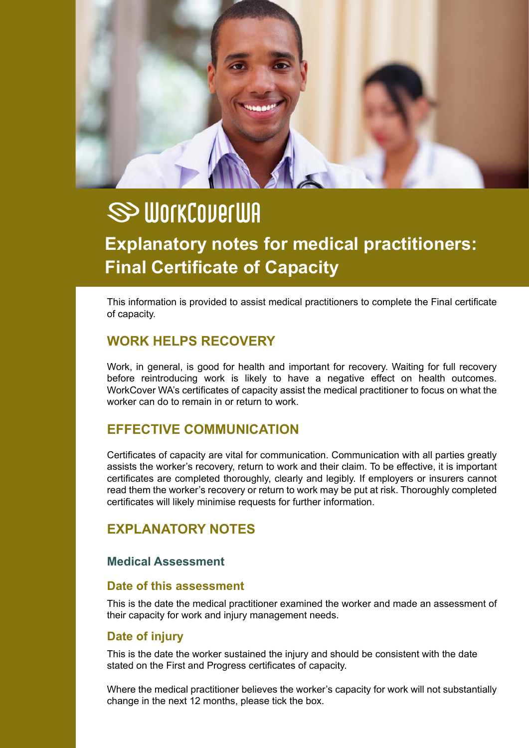WorkCoverWA

# Explanatory notes for medical practitioners: Final Certificate of Capacity

This information is provided to assist medical practitioners to complete the Final certificate of capacity.

## WORK HELPS RECOVERY

Work, in general, is good for health and important for recovery. Waiting for full recovery before reintroducing work is likely to have a negative effect on health outcomes. WorkCover WA's certificates of capacity assist the medical practitioner to focus on what the worker can do to remain in or return to work.

## EFFECTIVE COMMUNICATION

Certificates of capacity are vital for communication. Communication with all parties greatly assists the worker's recovery, return to work and their claim. To be effective, it is important certificates are completed thoroughly, clearly and legibly. If employers or insurers cannot read them the worker's recovery or return to work may be put at risk. Thoroughly completed certificates will likely minimise requests for further information.

## EXPLANATORY NOTES

### Medical Assessment

#### Date of this assessment

This is the date the medical practitioner examined the worker and made an assessment of their capacity for work and injury management needs.

#### Date of injury

This is the date the worker sustained the injury and should be consistent with the date stated on the First and Progress certificates of capacity.

Where the medical practitioner believes the worker's capacity for work will not substantially change in the next 12 months, please tick the box.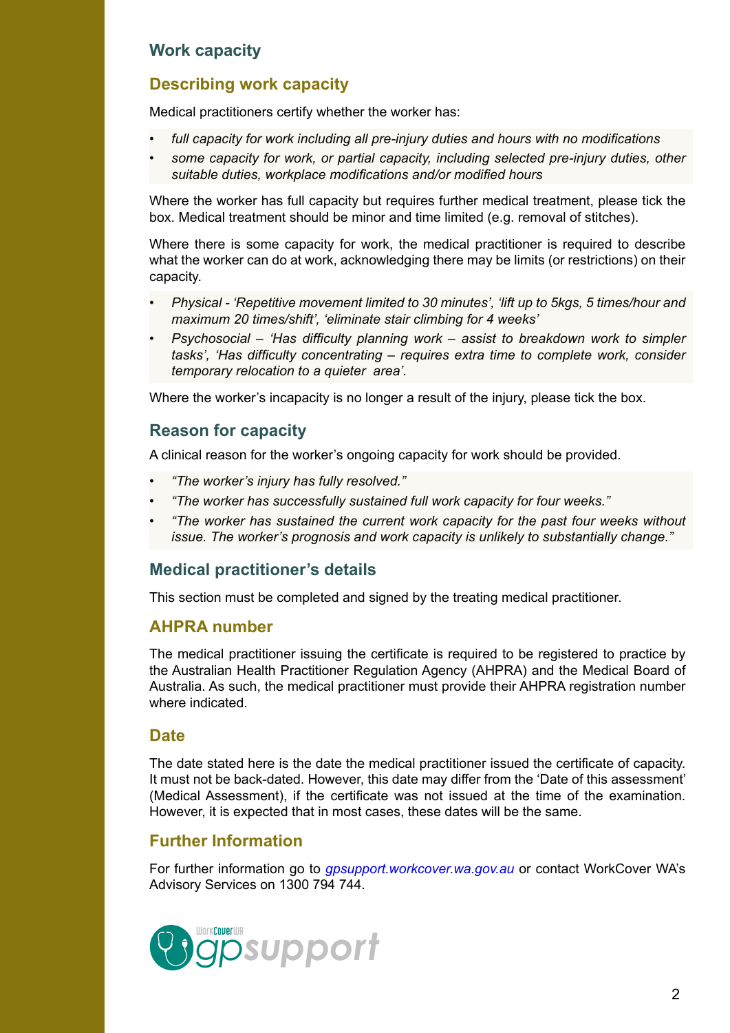## Work capacity

### Describing work capacity

Medical practitioners certify whether the worker has:

- *full capacity for work including all pre-injury duties and hours with no modifications*
- *some capacity for work, or partial capacity, including selected pre-injury duties, other suitable duties, workplace modifications and/or modified hours*

Where the worker has full capacity but requires further medical treatment, please tick the box. Medical treatment should be minor and time limited (e.g. removal of stitches).

Where there is some capacity for work, the medical practitioner is required to describe what the worker can do at work, acknowledging there may be limits (or restrictions) on their capacity.

- *Physical - 'Repetitive movement limited to 30 minutes', 'lift up to 5kgs, 5 times/hour and maximum 20 times/shift', 'eliminate stair climbing for 4 weeks'*
- *Psychosocial – 'Has difficulty planning work – assist to breakdown work to simpler tasks', 'Has difficulty concentrating – requires extra time to complete work, consider temporary relocation to a quieter area'.*

Where the worker's incapacity is no longer a result of the injury, please tick the box.

## Reason for capacity

A clinical reason for the worker's ongoing capacity for work should be provided.

- *"The worker's injury has fully resolved."*
- *"The worker has successfully sustained full work capacity for four weeks."*
- *"The worker has sustained the current work capacity for the past four weeks without issue. The worker's prognosis and work capacity is unlikely to substantially change."*

## Medical practitioner's details

This section must be completed and signed by the treating medical practitioner.

### AHPRA number

The medical practitioner issuing the certificate is required to be registered to practice by the Australian Health Practitioner Regulation Agency (AHPRA) and the Medical Board of Australia. As such, the medical practitioner must provide their AHPRA registration number where indicated.

### Date

The date stated here is the date the medical practitioner issued the certificate of capacity. It must not be back-dated. However, this date may differ from the 'Date of this assessment' (Medical Assessment), if the certificate was not issued at the time of the examination. However, it is expected that in most cases, these dates will be the same.

### Further Information

For further information go to *gpsupport.workcover.wa.gov.au* or contact WorkCover WA's Advisory Services on 1300 794 744.

WorkCover WA gpsupport